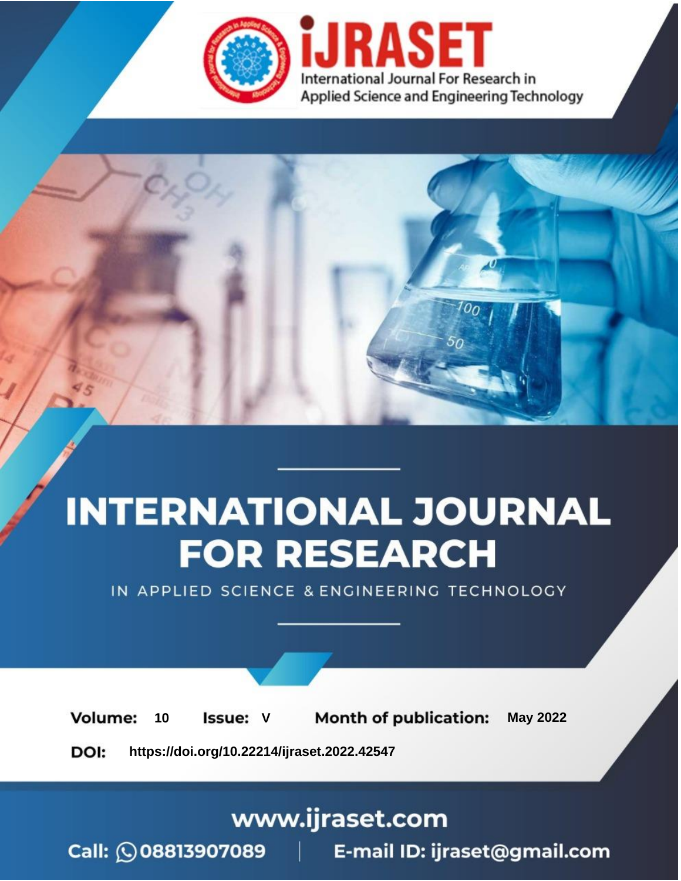# INTERNATIONAL JOURNAL FOR RESEARCH

IN APPLIED SCIENCE & ENGINEERING TECHNOLOGY

**Volume:** 10 **Issue:** V **Month of publication:** May 2022

**DOI:** https://doi.org/10.22214/ijraset.2022.42547

www.ijraset.com

Call: 08813907089 | E-mail ID: ijraset@gmail.com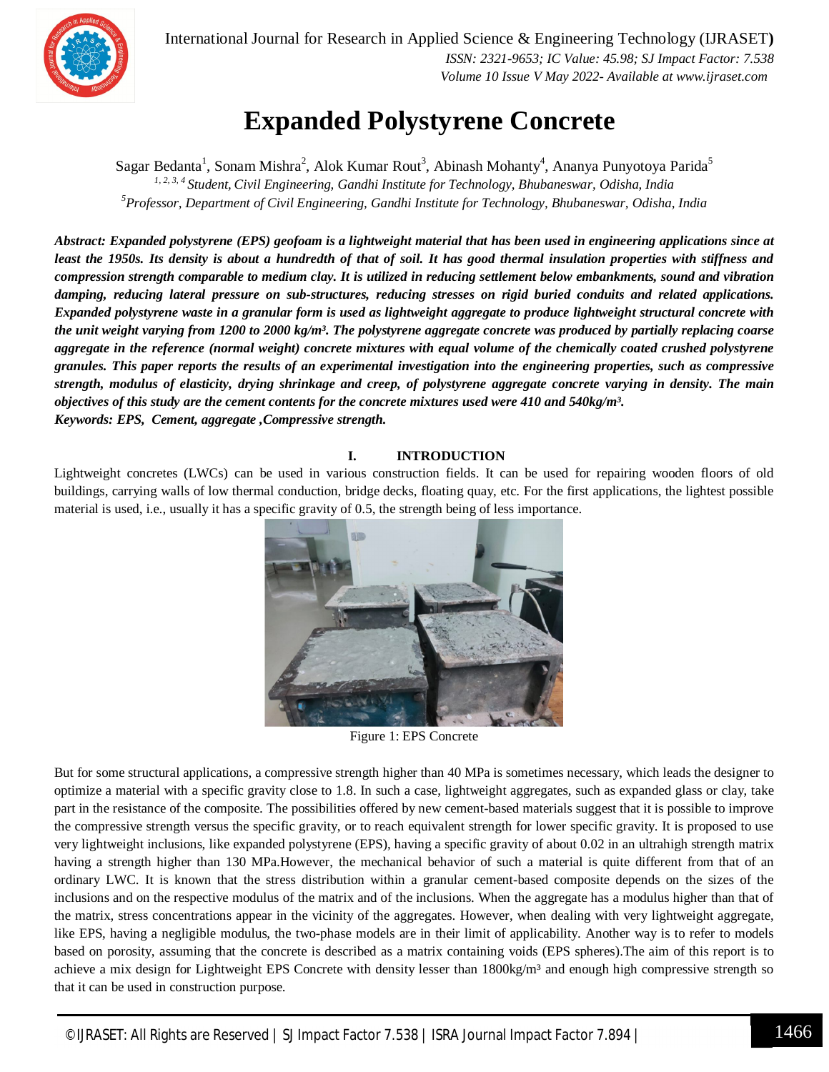# Expanded Polystyrene Concrete

Sagar Bedanta[1], Sonam Mishra[2], Alok Kumar Rout[3], Abinash Mohanty[4], Ananya Punyotoya Parida[5]

*[1, 2, 3, 4] Student, Civil Engineering, Gandhi Institute for Technology, Bhubaneswar, Odisha, India*

*[5] Professor, Department of Civil Engineering, Gandhi Institute for Technology, Bhubaneswar, Odisha, India*

***Abstract: Expanded polystyrene (EPS) geofoam is a lightweight material that has been used in engineering applications since at least the 1950s. Its density is about a hundredth of that of soil. It has good thermal insulation properties with stiffness and compression strength comparable to medium clay. It is utilized in reducing settlement below embankments, sound and vibration damping, reducing lateral pressure on sub-structures, reducing stresses on rigid buried conduits and related applications. Expanded polystyrene waste in a granular form is used as lightweight aggregate to produce lightweight structural concrete with the unit weight varying from 1200 to 2000 kg/m³. The polystyrene aggregate concrete was produced by partially replacing coarse aggregate in the reference (normal weight) concrete mixtures with equal volume of the chemically coated crushed polystyrene granules. This paper reports the results of an experimental investigation into the engineering properties, such as compressive strength, modulus of elasticity, drying shrinkage and creep, of polystyrene aggregate concrete varying in density. The main objectives of this study are the cement contents for the concrete mixtures used were 410 and 540kg/m³.***

***Keywords: EPS, Cement, aggregate ,Compressive strength.***

## I. INTRODUCTION

Lightweight concretes (LWCs) can be used in various construction fields. It can be used for repairing wooden floors of old buildings, carrying walls of low thermal conduction, bridge decks, floating quay, etc. For the first applications, the lightest possible material is used, i.e., usually it has a specific gravity of 0.5, the strength being of less importance.

Figure 1: EPS Concrete

But for some structural applications, a compressive strength higher than 40 MPa is sometimes necessary, which leads the designer to optimize a material with a specific gravity close to 1.8. In such a case, lightweight aggregates, such as expanded glass or clay, take part in the resistance of the composite. The possibilities offered by new cement-based materials suggest that it is possible to improve the compressive strength versus the specific gravity, or to reach equivalent strength for lower specific gravity. It is proposed to use very lightweight inclusions, like expanded polystyrene (EPS), having a specific gravity of about 0.02 in an ultrahigh strength matrix having a strength higher than 130 MPa.However, the mechanical behavior of such a material is quite different from that of an ordinary LWC. It is known that the stress distribution within a granular cement-based composite depends on the sizes of the inclusions and on the respective modulus of the matrix and of the inclusions. When the aggregate has a modulus higher than that of the matrix, stress concentrations appear in the vicinity of the aggregates. However, when dealing with very lightweight aggregate, like EPS, having a negligible modulus, the two-phase models are in their limit of applicability. Another way is to refer to models based on porosity, assuming that the concrete is described as a matrix containing voids (EPS spheres).The aim of this report is to achieve a mix design for Lightweight EPS Concrete with density lesser than 1800kg/m³ and enough high compressive strength so that it can be used in construction purpose.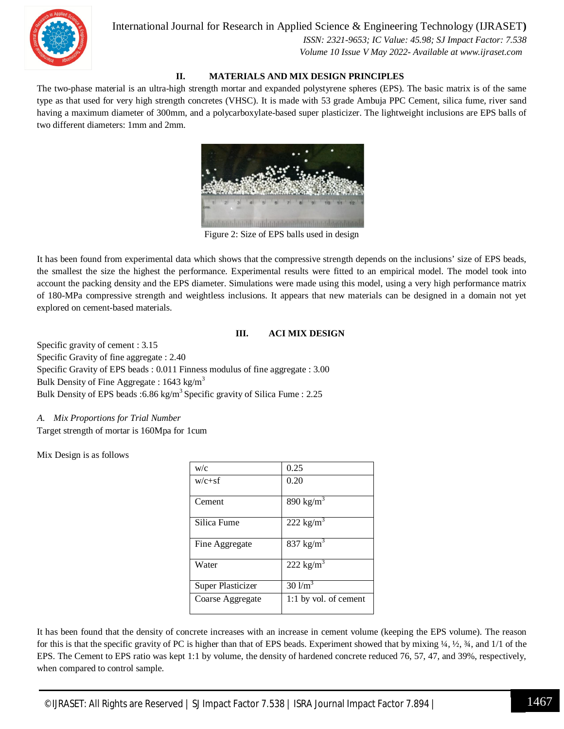## II. MATERIALS AND MIX DESIGN PRINCIPLES

The two-phase material is an ultra-high strength mortar and expanded polystyrene spheres (EPS). The basic matrix is of the same type as that used for very high strength concretes (VHSC). It is made with 53 grade Ambuja PPC Cement, silica fume, river sand having a maximum diameter of 300mm, and a polycarboxylate-based super plasticizer. The lightweight inclusions are EPS balls of two different diameters: 1mm and 2mm.

Figure 2: Size of EPS balls used in design

It has been found from experimental data which shows that the compressive strength depends on the inclusions' size of EPS beads, the smallest the size the highest the performance. Experimental results were fitted to an empirical model. The model took into account the packing density and the EPS diameter. Simulations were made using this model, using a very high performance matrix of 180-MPa compressive strength and weightless inclusions. It appears that new materials can be designed in a domain not yet explored on cement-based materials.

## III. ACI MIX DESIGN

Specific gravity of cement : 3.15
Specific Gravity of fine aggregate : 2.40
Specific Gravity of EPS beads : 0.011 Finness modulus of fine aggregate : 3.00
Bulk Density of Fine Aggregate : 1643 kg/m$^3$
Bulk Density of EPS beads :6.86 kg/m$^3$ Specific gravity of Silica Fume : 2.25

### A. *Mix Proportions for Trial Number*

Target strength of mortar is 160Mpa for 1cum

Mix Design is as follows

| w/c | 0.25 |
|---|---|
| w/c+sf | 0.20 |
| Cement | 890 kg/m$^3$ |
| Silica Fume | 222 kg/m$^3$ |
| Fine Aggregate | 837 kg/m$^3$ |
| Water | 222 kg/m$^3$ |
| Super Plasticizer | 30 l/m$^3$ |
| Coarse Aggregate | 1:1 by vol. of cement |

It has been found that the density of concrete increases with an increase in cement volume (keeping the EPS volume). The reason for this is that the specific gravity of PC is higher than that of EPS beads. Experiment showed that by mixing ¼, ½, ¾, and 1/1 of the EPS. The Cement to EPS ratio was kept 1:1 by volume, the density of hardened concrete reduced 76, 57, 47, and 39%, respectively, when compared to control sample.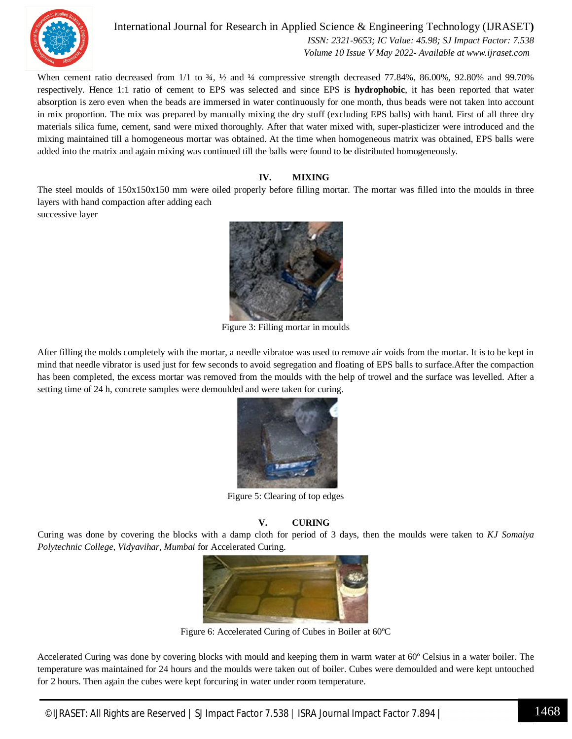When cement ratio decreased from 1/1 to ¾, ½ and ¼ compressive strength decreased 77.84%, 86.00%, 92.80% and 99.70% respectively. Hence 1:1 ratio of cement to EPS was selected and since EPS is **hydrophobic**, it has been reported that water absorption is zero even when the beads are immersed in water continuously for one month, thus beads were not taken into account in mix proportion. The mix was prepared by manually mixing the dry stuff (excluding EPS balls) with hand. First of all three dry materials silica fume, cement, sand were mixed thoroughly. After that water mixed with, super-plasticizer were introduced and the mixing maintained till a homogeneous mortar was obtained. At the time when homogeneous matrix was obtained, EPS balls were added into the matrix and again mixing was continued till the balls were found to be distributed homogeneously.

## IV. MIXING

The steel moulds of 150x150x150 mm were oiled properly before filling mortar. The mortar was filled into the moulds in three layers with hand compaction after adding each successive layer

Figure 3: Filling mortar in moulds

After filling the molds completely with the mortar, a needle vibratoe was used to remove air voids from the mortar. It is to be kept in mind that needle vibrator is used just for few seconds to avoid segregation and floating of EPS balls to surface.After the compaction has been completed, the excess mortar was removed from the moulds with the help of trowel and the surface was levelled. After a setting time of 24 h, concrete samples were demoulded and were taken for curing.

Figure 5: Clearing of top edges

## V. CURING

Curing was done by covering the blocks with a damp cloth for period of 3 days, then the moulds were taken to *KJ Somaiya Polytechnic College, Vidyavihar, Mumbai* for Accelerated Curing.

Figure 6: Accelerated Curing of Cubes in Boiler at 60ºC

Accelerated Curing was done by covering blocks with mould and keeping them in warm water at 60º Celsius in a water boiler. The temperature was maintained for 24 hours and the moulds were taken out of boiler. Cubes were demoulded and were kept untouched for 2 hours. Then again the cubes were kept forcuring in water under room temperature.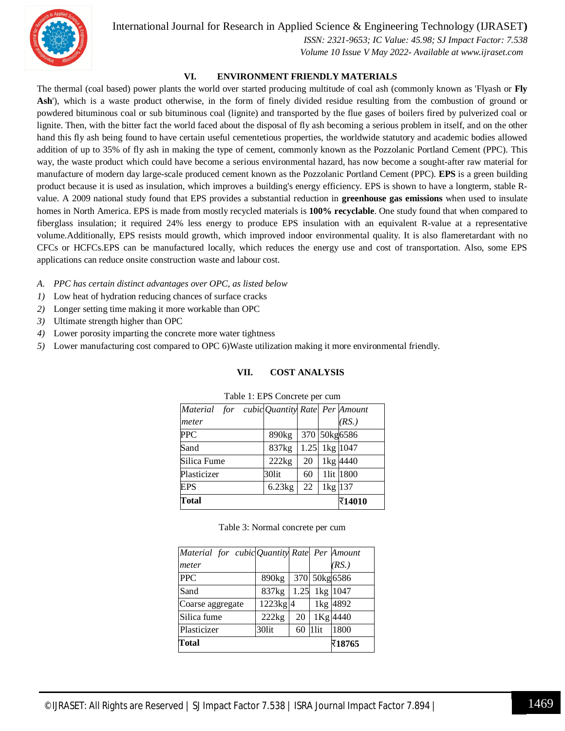## VI. ENVIRONMENT FRIENDLY MATERIALS

The thermal (coal based) power plants the world over started producing multitude of coal ash (commonly known as 'Flyash or **Fly Ash**'), which is a waste product otherwise, in the form of finely divided residue resulting from the combustion of ground or powdered bituminous coal or sub bituminous coal (lignite) and transported by the flue gases of boilers fired by pulverized coal or lignite. Then, with the bitter fact the world faced about the disposal of fly ash becoming a serious problem in itself, and on the other hand this fly ash being found to have certain useful cementetious properties, the worldwide statutory and academic bodies allowed addition of up to 35% of fly ash in making the type of cement, commonly known as the Pozzolanic Portland Cement (PPC). This way, the waste product which could have become a serious environmental hazard, has now become a sought-after raw material for manufacture of modern day large-scale produced cement known as the Pozzolanic Portland Cement (PPC). **EPS** is a green building product because it is used as insulation, which improves a building's energy efficiency. EPS is shown to have a longterm, stable R-value. A 2009 national study found that EPS provides a substantial reduction in **greenhouse gas emissions** when used to insulate homes in North America. EPS is made from mostly recycled materials is **100% recyclable**. One study found that when compared to fiberglass insulation; it required 24% less energy to produce EPS insulation with an equivalent R-value at a representative volume.Additionally, EPS resists mould growth, which improved indoor environmental quality. It is also flameretardant with no CFCs or HCFCs.EPS can be manufactured locally, which reduces the energy use and cost of transportation. Also, some EPS applications can reduce onsite construction waste and labour cost.

### *A. PPC has certain distinct advantages over OPC, as listed below*

1) Low heat of hydration reducing chances of surface cracks
2) Longer setting time making it more workable than OPC
3) Ultimate strength higher than OPC
4) Lower porosity imparting the concrete more water tightness
5) Lower manufacturing cost compared to OPC 6)Waste utilization making it more environmental friendly.

## VII. COST ANALYSIS

Table 1: EPS Concrete per cum

| *Material for cubic meter* | *Quantity* | *Rate* | *Per* | *Amount (RS.)* |
|---|---|---|---|---|
| PPC | 890kg | 370 | 50kg | 6586 |
| Sand | 837kg | 1.25 | 1kg | 1047 |
| Silica Fume | 222kg | 20 | 1kg | 4440 |
| Plasticizer | 30lit | 60 | 1lit | 1800 |
| EPS | 6.23kg | 22 | 1kg | 137 |
| **Total** | | | | **₹14010** |

Table 3: Normal concrete per cum

| *Material for cubic meter* | *Quantity* | *Rate* | *Per* | *Amount (RS.)* |
|---|---|---|---|---|
| PPC | 890kg | 370 | 50kg | 6586 |
| Sand | 837kg | 1.25 | 1kg | 1047 |
| Coarse aggregate | 1223kg | 4 | 1kg | 4892 |
| Silica fume | 222kg | 20 | 1Kg | 4440 |
| Plasticizer | 30lit | 60 | 1lit | 1800 |
| **Total** | | | | **₹18765** |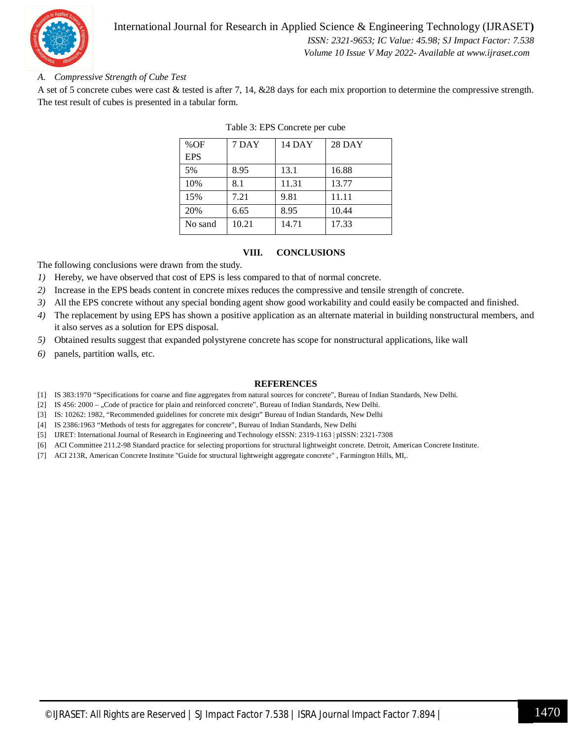### A. Compressive Strength of Cube Test

A set of 5 concrete cubes were cast & tested is after 7, 14, &28 days for each mix proportion to determine the compressive strength. The test result of cubes is presented in a tabular form.

Table 3: EPS Concrete per cube

| %OF EPS | 7 DAY | 14 DAY | 28 DAY |
|---|---|---|---|
| 5% | 8.95 | 13.1 | 16.88 |
| 10% | 8.1 | 11.31 | 13.77 |
| 15% | 7.21 | 9.81 | 11.11 |
| 20% | 6.65 | 8.95 | 10.44 |
| No sand | 10.21 | 14.71 | 17.33 |

## VIII. CONCLUSIONS

The following conclusions were drawn from the study.

1) Hereby, we have observed that cost of EPS is less compared to that of normal concrete.
2) Increase in the EPS beads content in concrete mixes reduces the compressive and tensile strength of concrete.
3) All the EPS concrete without any special bonding agent show good workability and could easily be compacted and finished.
4) The replacement by using EPS has shown a positive application as an alternate material in building nonstructural members, and it also serves as a solution for EPS disposal.
5) Obtained results suggest that expanded polystyrene concrete has scope for nonstructural applications, like wall
6) panels, partition walls, etc.

## REFERENCES

[1] IS 383:1970 "Specifications for coarse and fine aggregates from natural sources for concrete", Bureau of Indian Standards, New Delhi.
[2] IS 456: 2000 – „Code of practice for plain and reinforced concrete", Bureau of Indian Standards, New Delhi.
[3] IS: 10262: 1982, "Recommended guidelines for concrete mix design" Bureau of Indian Standards, New Delhi
[4] IS 2386:1963 "Methods of tests for aggregates for concrete", Bureau of Indian Standards, New Delhi
[5] IJRET: International Journal of Research in Engineering and Technology eISSN: 2319-1163 | pISSN: 2321-7308
[6] ACI Committee 211.2-98 Standard practice for selecting proportions for structural lightweight concrete. Detroit, American Concrete Institute.
[7] ACI 213R, American Concrete Institute "Guide for structural lightweight aggregate concrete" , Farmington Hills, MI,.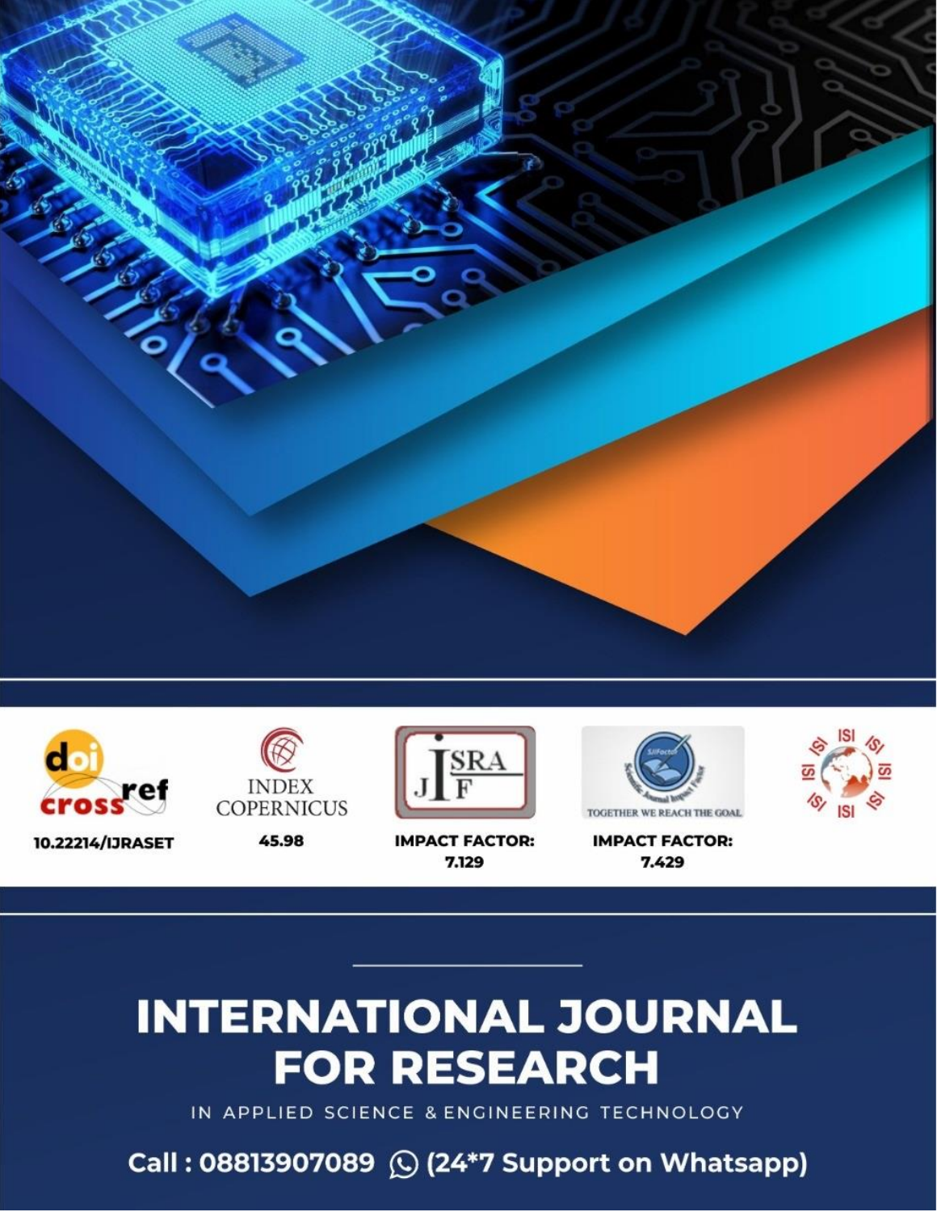10.22214/IJRASET

45.98

IMPACT FACTOR: 7.129

IMPACT FACTOR: 7.429

# INTERNATIONAL JOURNAL FOR RESEARCH

IN APPLIED SCIENCE & ENGINEERING TECHNOLOGY

Call : 08813907089 (24*7 Support on Whatsapp)